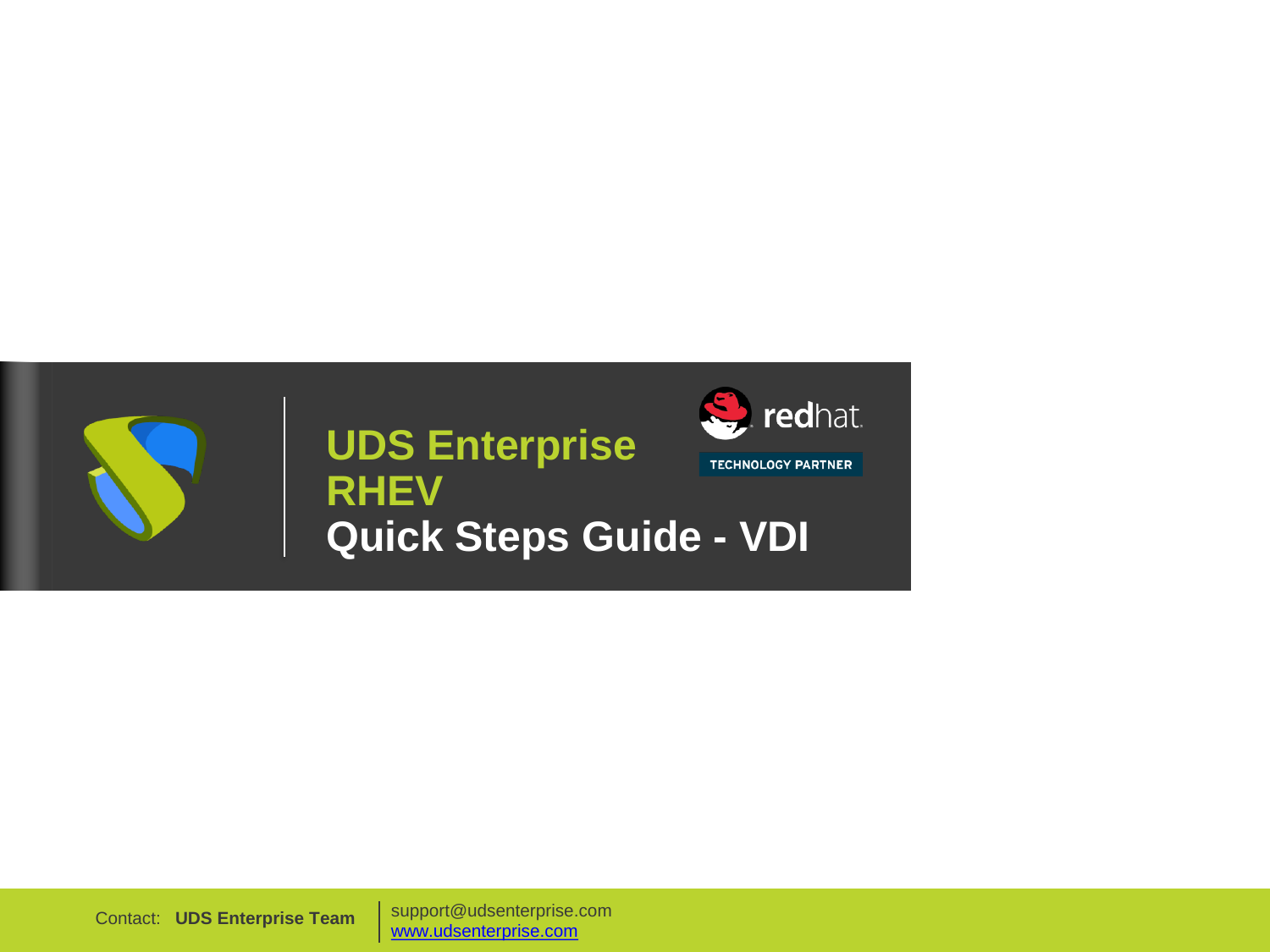# UDS Enterprise RHEV

## Quick Steps Guide - VDI

redhat.

TECHNOLOGY PARTNER

Contact: **UDS Enterprise Team**

support@udsenterprise.com

www.udsenterprise.com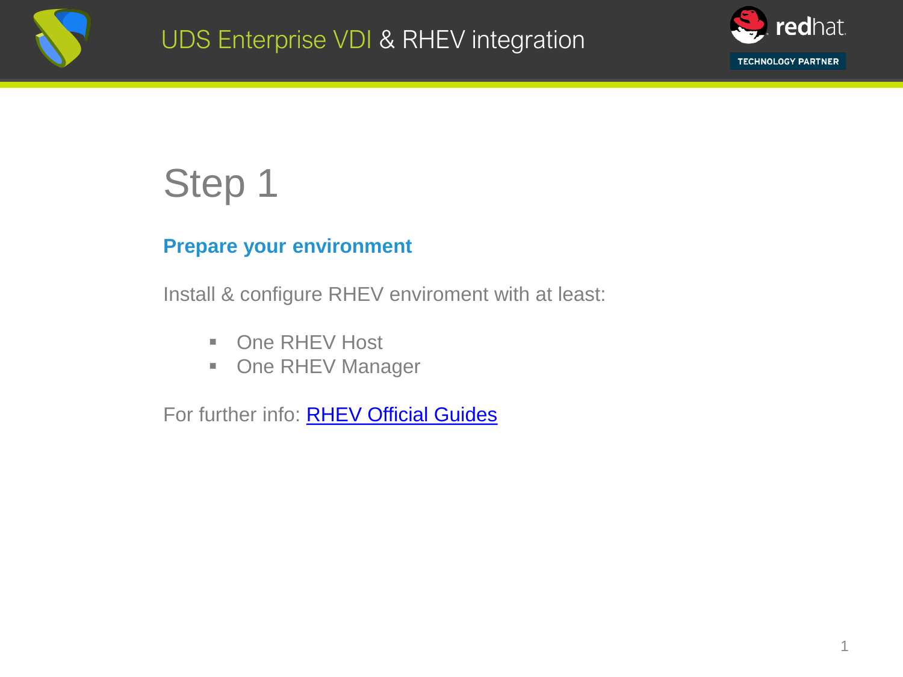# Step 1

**Prepare your environment**

Install & configure RHEV enviroment with at least:

- One RHEV Host
- One RHEV Manager

For further info: RHEV Official Guides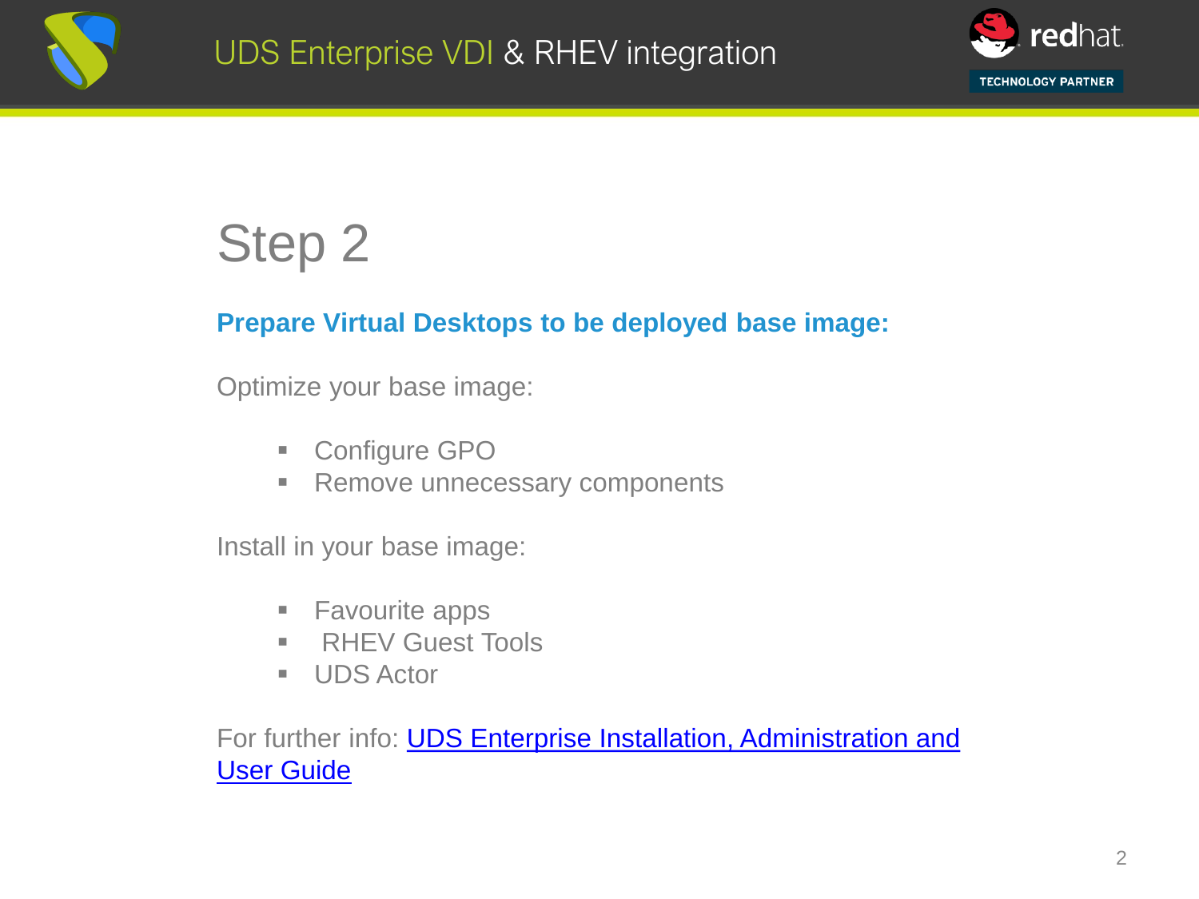# Step 2

**Prepare Virtual Desktops to be deployed base image:**

Optimize your base image:

- Configure GPO
- Remove unnecessary components

Install in your base image:

- Favourite apps
- RHEV Guest Tools
- UDS Actor

For further info: UDS Enterprise Installation, Administration and User Guide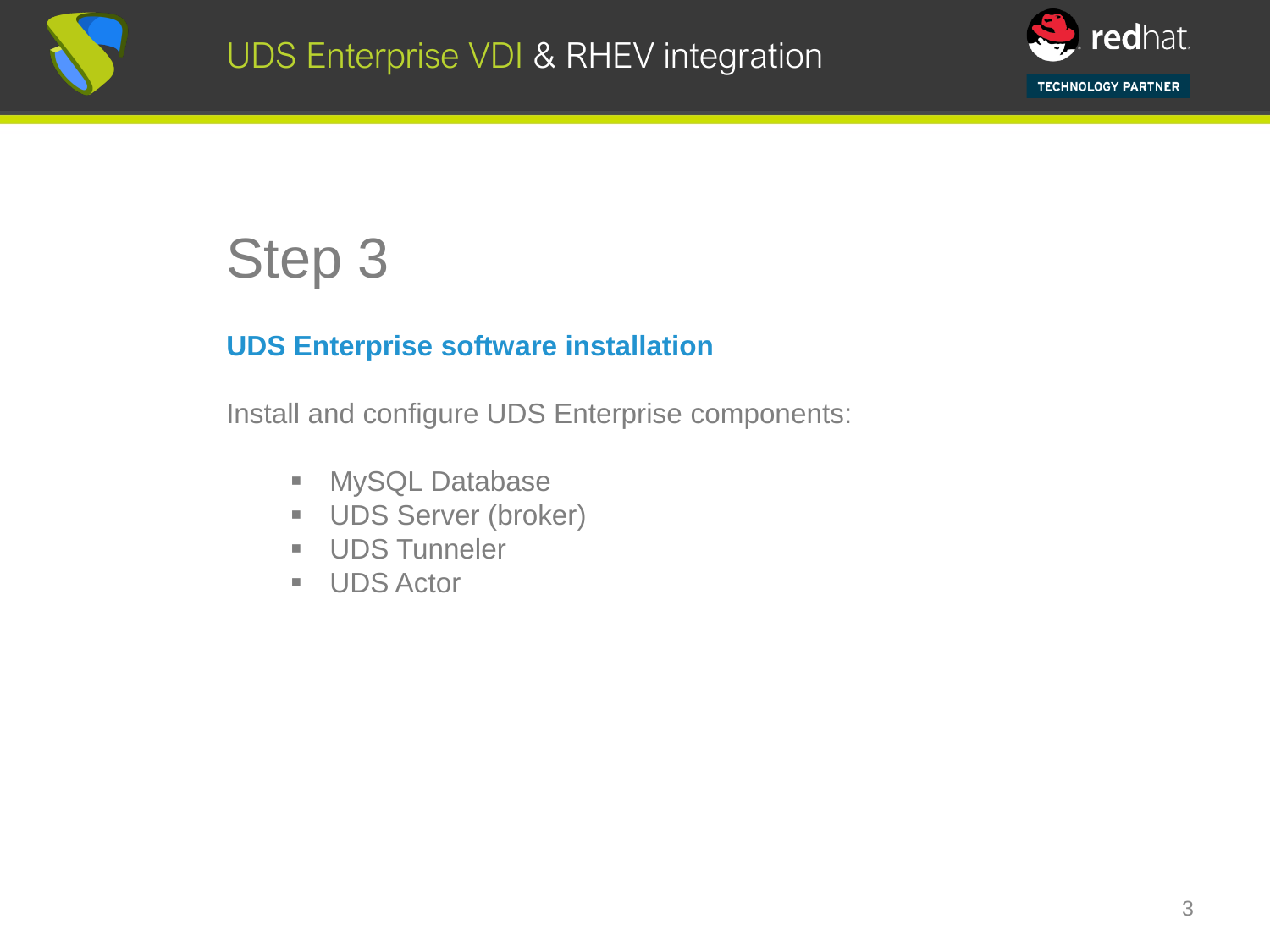# Step 3

## UDS Enterprise software installation

Install and configure UDS Enterprise components:

- MySQL Database
- UDS Server (broker)
- UDS Tunneler
- UDS Actor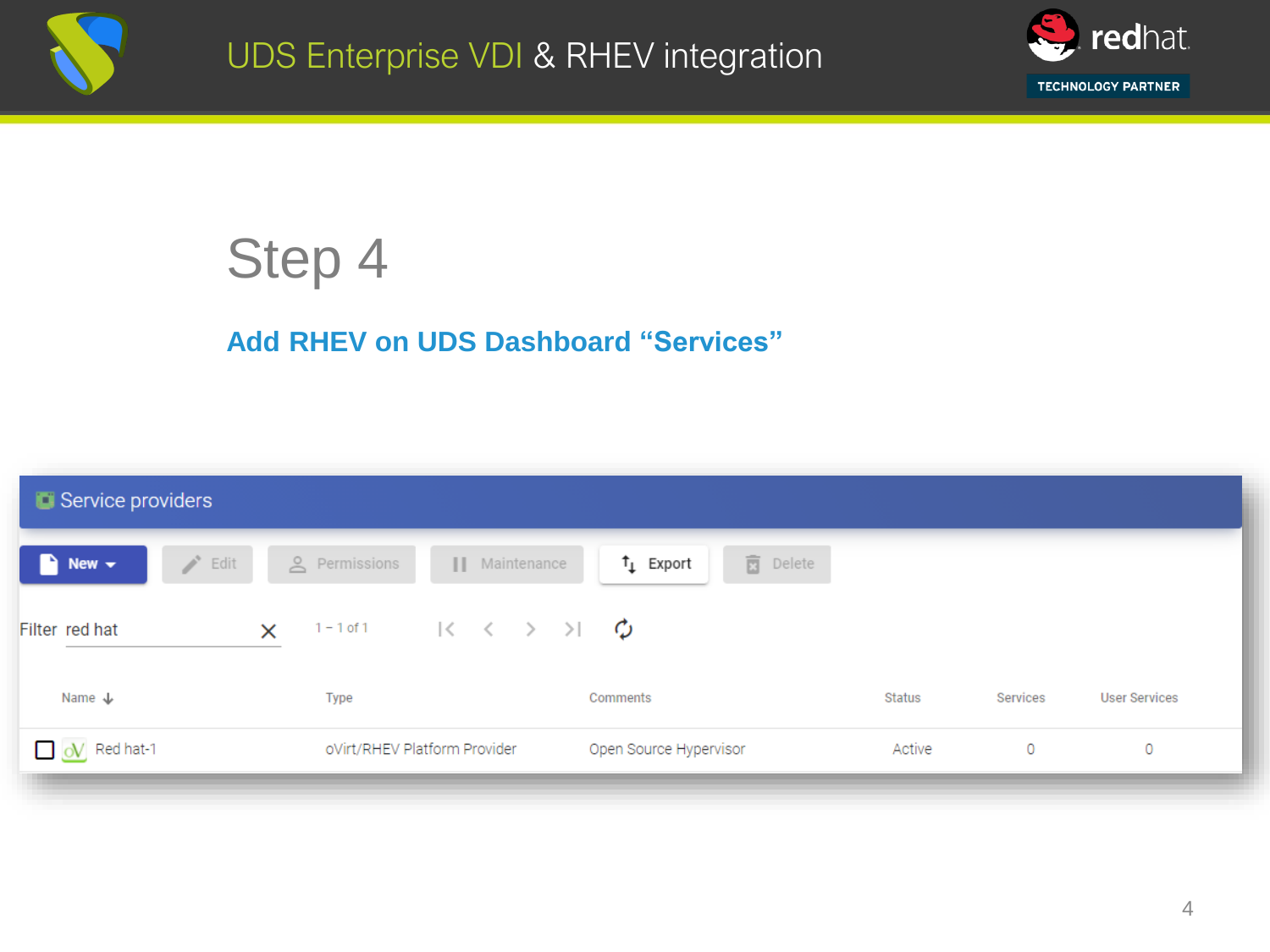# UDS Enterprise VDI & RHEV integration

## Step 4

### Add RHEV on UDS Dashboard “Services”

Service providers

New | Edit | Permissions | Maintenance | Export | Delete

Filter red hat

1 – 1 of 1

| Name | Type | Comments | Status | Services | User Services |
|---|---|---|---|---|---|
| Red hat-1 | oVirt/RHEV Platform Provider | Open Source Hypervisor | Active | 0 | 0 |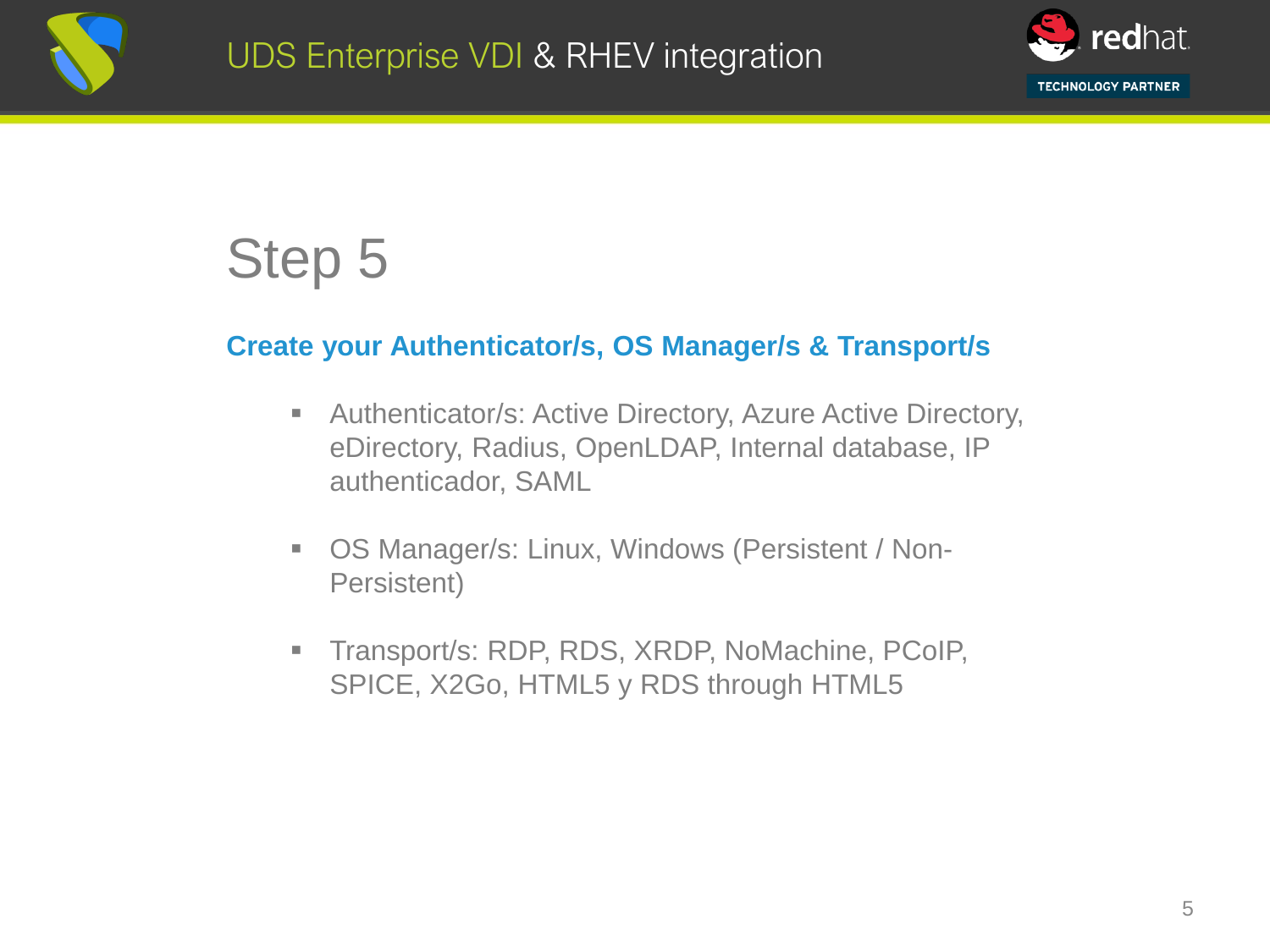# Step 5

**Create your Authenticator/s, OS Manager/s & Transport/s**

- Authenticator/s: Active Directory, Azure Active Directory, eDirectory, Radius, OpenLDAP, Internal database, IP authenticador, SAML
- OS Manager/s: Linux, Windows (Persistent / Non-Persistent)
- Transport/s: RDP, RDS, XRDP, NoMachine, PCoIP, SPICE, X2Go, HTML5 y RDS through HTML5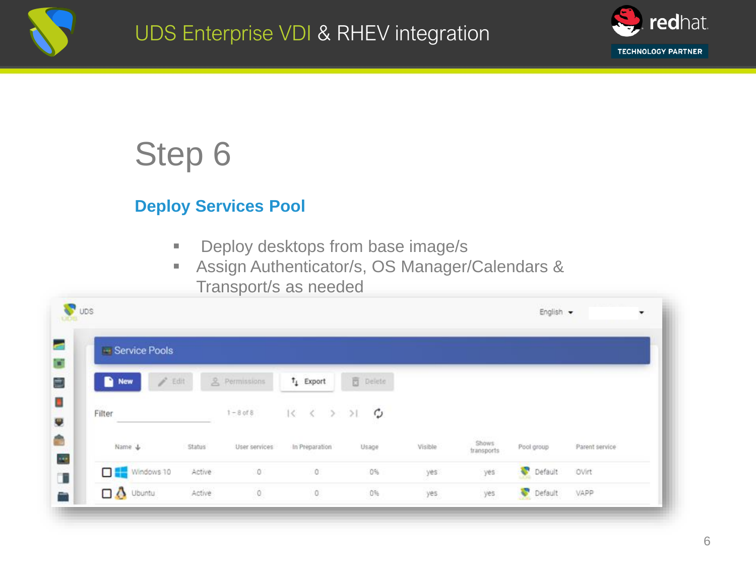# Step 6

## Deploy Services Pool

- Deploy desktops from base image/s
- Assign Authenticator/s, OS Manager/Calendars & Transport/s as needed

| Name | Status | User services | In Preparation | Usage | Visible | Shows transports | Pool group | Parent service |
|---|---|---|---|---|---|---|---|---|
| Windows 10 | Active | 0 | 0 | 0% | yes | yes | Default | OVirt |
| Ubuntu | Active | 0 | 0 | 0% | yes | yes | Default | VAPP |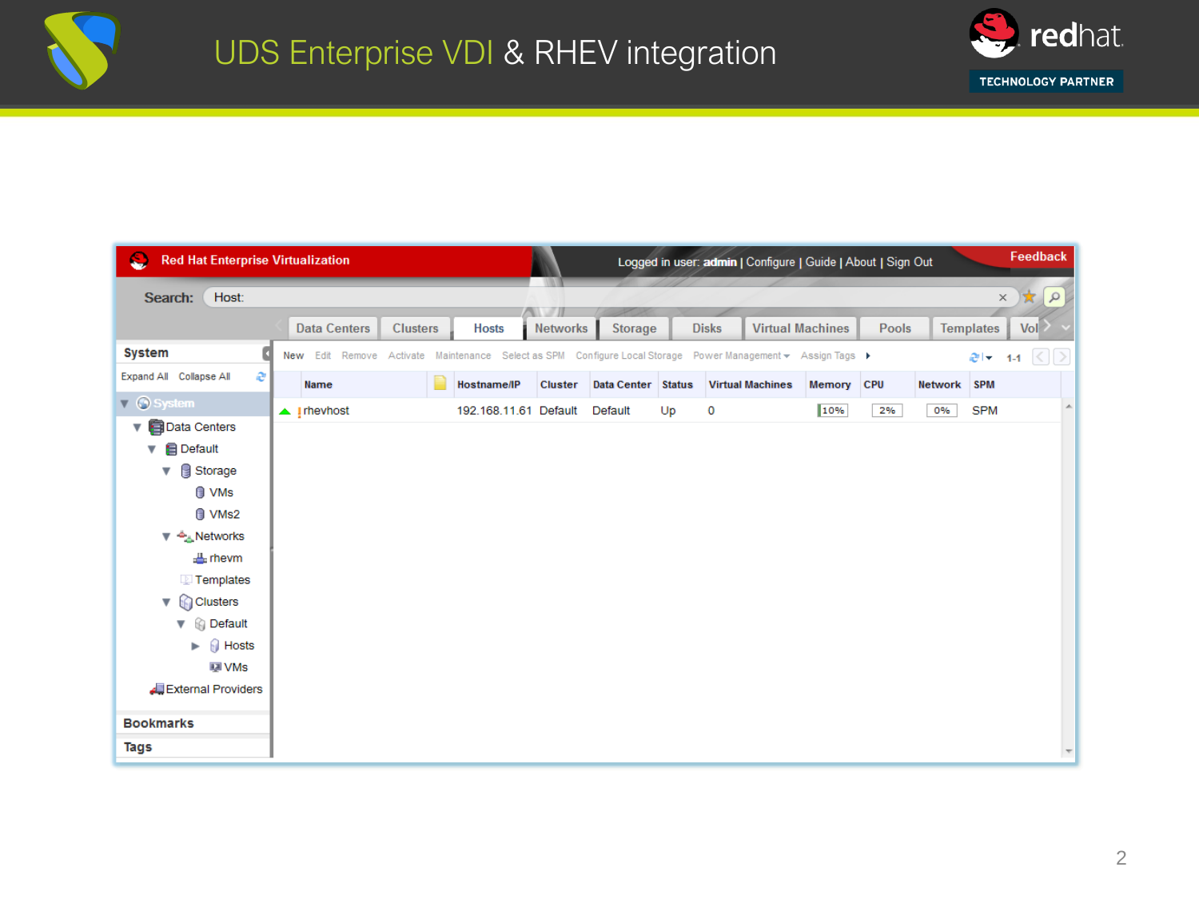# UDS Enterprise VDI & RHEV integration

Red Hat Enterprise Virtualization

Logged in user: **admin** | Configure | Guide | About | Sign Out

Feedback

Search: Host:

Data Centers | Clusters | Hosts | Networks | Storage | Disks | Virtual Machines | Pools | Templates | Vol

**System**

Expand All Collapse All

- System
  - Data Centers
    - Default
      - Storage
        - VMs
        - VMs2
      - Networks
        - rhevm
      - Templates
      - Clusters
        - Default
          - Hosts
          - VMs
  - External Providers

**Bookmarks**

**Tags**

New | Edit | Remove | Activate | Maintenance | Select as SPM | Configure Local Storage | Power Management | Assign Tags

1-1

| Name | | Hostname/IP | Cluster | Data Center | Status | Virtual Machines | Memory | CPU | Network | SPM |
|---|---|---|---|---|---|---|---|---|---|---|
| rhevhost | | 192.168.11.61 | Default | Default | Up | 0 | 10% | 2% | 0% | SPM |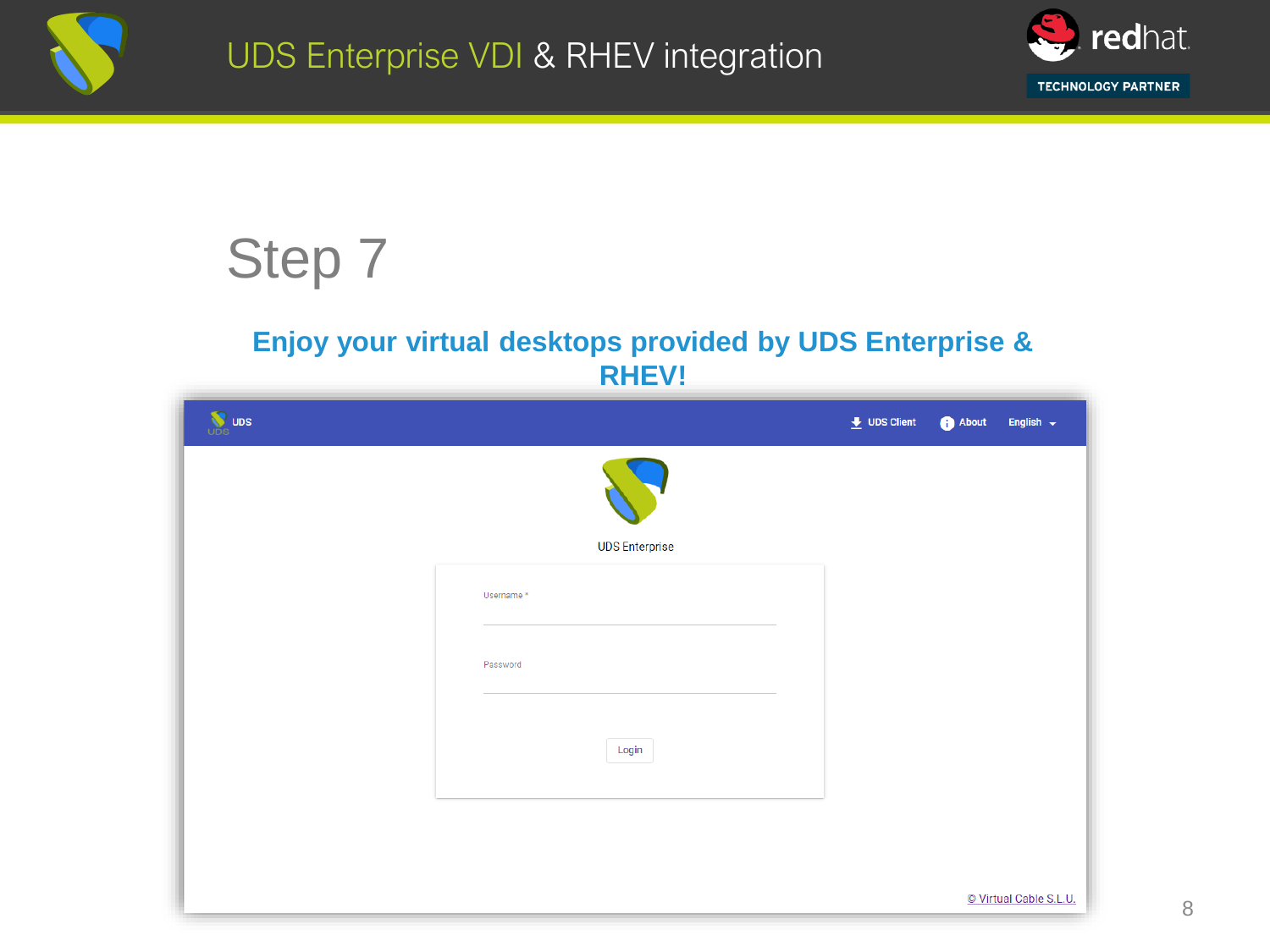# Step 7

**Enjoy your virtual desktops provided by UDS Enterprise & RHEV!**

UDS | UDS Client | About | English

UDS Enterprise

Username *

Password

Login

© Virtual Cable S.L.U.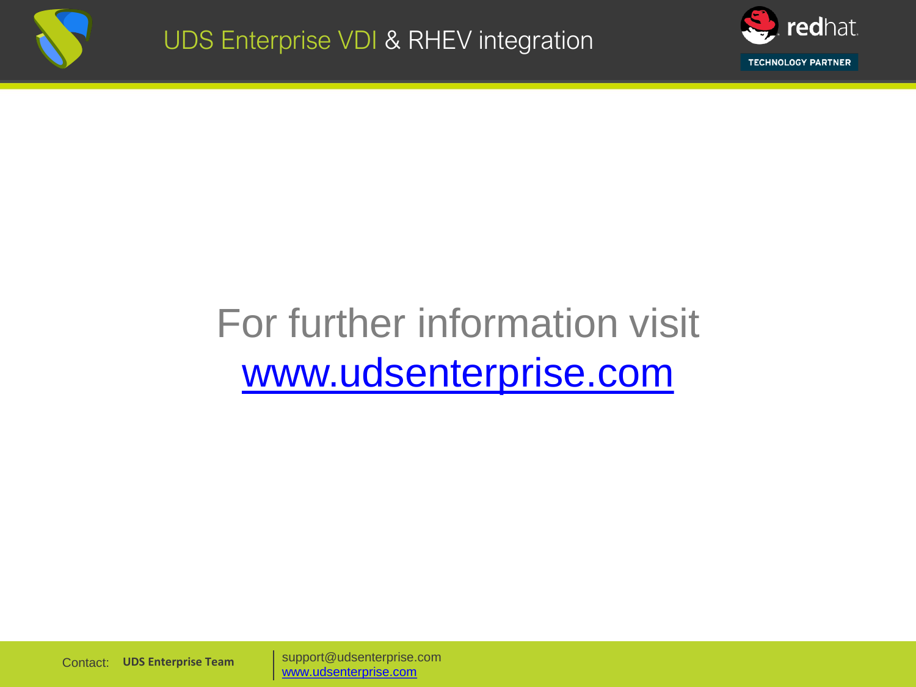For further information visit
www.udsenterprise.com